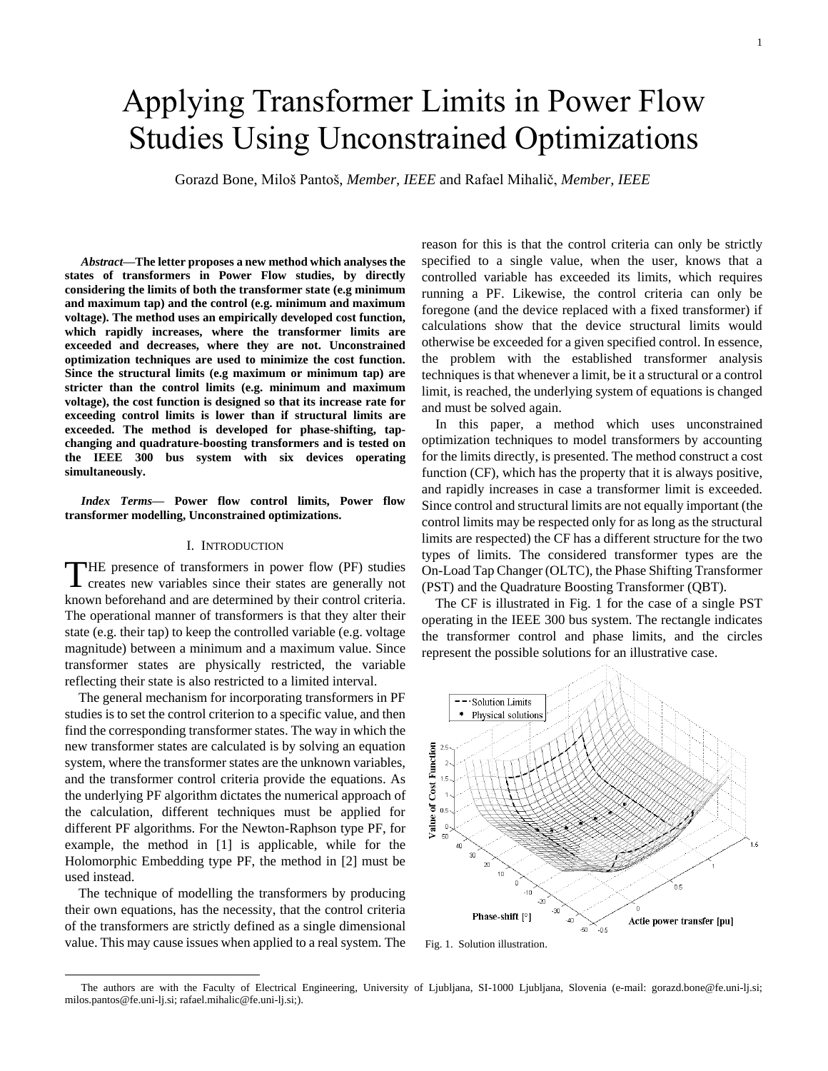# Applying Transformer Limits in Power Flow Studies Using Unconstrained Optimizations

Gorazd Bone, Miloš Pantoš, *Member, IEEE* and Rafael Mihalič, *Member, IEEE*

***Abstract*—The letter proposes a new method which analyses the states of transformers in Power Flow studies, by directly considering the limits of both the transformer state (e.g minimum and maximum tap) and the control (e.g. minimum and maximum voltage). The method uses an empirically developed cost function, which rapidly increases, where the transformer limits are exceeded and decreases, where they are not. Unconstrained optimization techniques are used to minimize the cost function. Since the structural limits (e.g maximum or minimum tap) are stricter than the control limits (e.g. minimum and maximum voltage), the cost function is designed so that its increase rate for exceeding control limits is lower than if structural limits are exceeded. The method is developed for phase-shifting, tap-changing and quadrature-boosting transformers and is tested on the IEEE 300 bus system with six devices operating simultaneously.**

***Index Terms*— Power flow control limits, Power flow transformer modelling, Unconstrained optimizations.**

## I. Introduction

The presence of transformers in power flow (PF) studies creates new variables since their states are generally not known beforehand and are determined by their control criteria. The operational manner of transformers is that they alter their state (e.g. their tap) to keep the controlled variable (e.g. voltage magnitude) between a minimum and a maximum value. Since transformer states are physically restricted, the variable reflecting their state is also restricted to a limited interval.

The general mechanism for incorporating transformers in PF studies is to set the control criterion to a specific value, and then find the corresponding transformer states. The way in which the new transformer states are calculated is by solving an equation system, where the transformer states are the unknown variables, and the transformer control criteria provide the equations. As the underlying PF algorithm dictates the numerical approach of the calculation, different techniques must be applied for different PF algorithms. For the Newton-Raphson type PF, for example, the method in [1] is applicable, while for the Holomorphic Embedding type PF, the method in [2] must be used instead.

The technique of modelling the transformers by producing their own equations, has the necessity, that the control criteria of the transformers are strictly defined as a single dimensional value. This may cause issues when applied to a real system. The reason for this is that the control criteria can only be strictly specified to a single value, when the user, knows that a controlled variable has exceeded its limits, which requires running a PF. Likewise, the control criteria can only be foregone (and the device replaced with a fixed transformer) if calculations show that the device structural limits would otherwise be exceeded for a given specified control. In essence, the problem with the established transformer analysis techniques is that whenever a limit, be it a structural or a control limit, is reached, the underlying system of equations is changed and must be solved again.

In this paper, a method which uses unconstrained optimization techniques to model transformers by accounting for the limits directly, is presented. The method construct a cost function (CF), which has the property that it is always positive, and rapidly increases in case a transformer limit is exceeded. Since control and structural limits are not equally important (the control limits may be respected only for as long as the structural limits are respected) the CF has a different structure for the two types of limits. The considered transformer types are the On-Load Tap Changer (OLTC), the Phase Shifting Transformer (PST) and the Quadrature Boosting Transformer (QBT).

The CF is illustrated in Fig. 1 for the case of a single PST operating in the IEEE 300 bus system. The rectangle indicates the transformer control and phase limits, and the circles represent the possible solutions for an illustrative case.

Fig. 1. Solution illustration.

The authors are with the Faculty of Electrical Engineering, University of Ljubljana, SI-1000 Ljubljana, Slovenia (e-mail: gorazd.bone@fe.uni-lj.si; milos.pantos@fe.uni-lj.si; rafael.mihalic@fe.uni-lj.si;).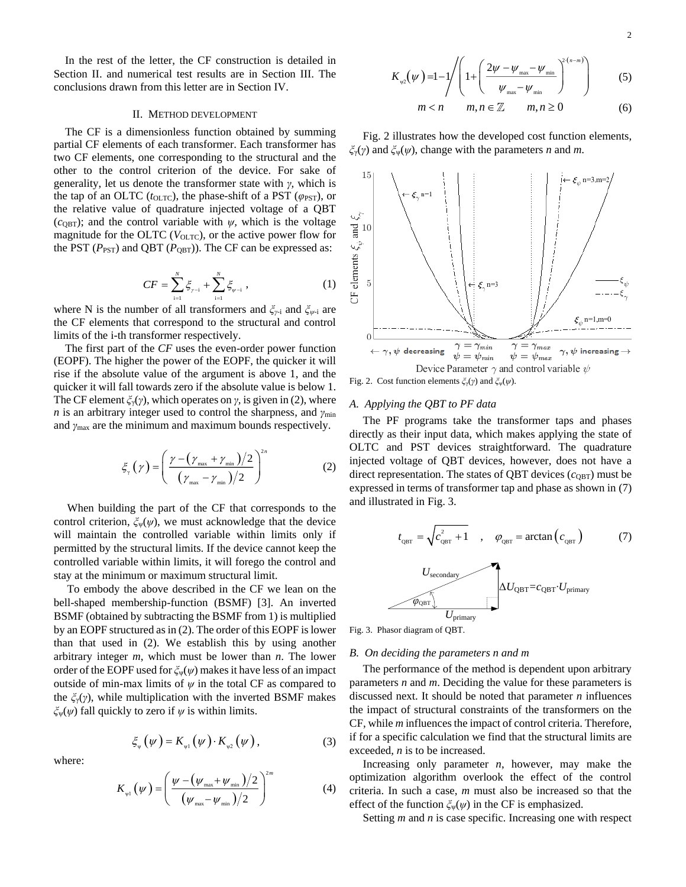In the rest of the letter, the CF construction is detailed in Section II. and numerical test results are in Section III. The conclusions drawn from this letter are in Section IV.

## II. Method development

The CF is a dimensionless function obtained by summing partial CF elements of each transformer. Each transformer has two CF elements, one corresponding to the structural and the other to the control criterion of the device. For sake of generality, let us denote the transformer state with $\gamma$, which is the tap of an OLTC ($t_{OLTC}$), the phase-shift of a PST ($\varphi_{PST}$), or the relative value of quadrature injected voltage of a QBT ($c_{QBT}$); and the control variable with $\psi$, which is the voltage magnitude for the OLTC ($V_{OLTC}$), or the active power flow for the PST ($P_{PST}$) and QBT ($P_{QBT}$)). The CF can be expressed as:

$$CF = \sum_{i=1}^{N} \xi_{\gamma-i} + \sum_{i=1}^{N} \xi_{\psi-i} \,, \tag{1}$$

where N is the number of all transformers and $\xi_{\gamma\text{-}i}$ and $\xi_{\psi\text{-}i}$ are the CF elements that correspond to the structural and control limits of the i-th transformer respectively.

The first part of the *CF* uses the even-order power function (EOPF). The higher the power of the EOPF, the quicker it will rise if the absolute value of the argument is above 1, and the quicker it will fall towards zero if the absolute value is below 1. The CF element $\xi_\gamma(\gamma)$, which operates on $\gamma$, is given in (2), where $n$ is an arbitrary integer used to control the sharpness, and $\gamma_{min}$ and $\gamma_{max}$ are the minimum and maximum bounds respectively.

$$\xi_\gamma(\gamma) = \left( \frac{\gamma - (\gamma_{max} + \gamma_{min})/2}{(\gamma_{max} - \gamma_{min})/2} \right)^{2n} \tag{2}$$

When building the part of the CF that corresponds to the control criterion, $\xi_\psi(\psi)$, we must acknowledge that the device will maintain the controlled variable within limits only if permitted by the structural limits. If the device cannot keep the controlled variable within limits, it will forego the control and stay at the minimum or maximum structural limit.

To embody the above described in the CF we lean on the bell-shaped membership-function (BSMF) [3]. An inverted BSMF (obtained by subtracting the BSMF from 1) is multiplied by an EOPF structured as in (2). The order of this EOPF is lower than that used in (2). We establish this by using another arbitrary integer $m$, which must be lower than $n$. The lower order of the EOPF used for $\xi_\psi(\psi)$ makes it have less of an impact outside of min-max limits of $\psi$ in the total CF as compared to the $\xi_\gamma(\gamma)$, while multiplication with the inverted BSMF makes $\xi_\psi(\psi)$ fall quickly to zero if $\psi$ is within limits.

$$\xi_\psi(\psi) = K_{\psi 1}(\psi) \cdot K_{\psi 2}(\psi)\,, \tag{3}$$

where:

$$K_{\psi 1}(\psi) = \left( \frac{\psi - (\psi_{max} + \psi_{min})/2}{(\psi_{max} - \psi_{min})/2} \right)^{2m} \tag{4}$$

$$K_{\psi 2}(\psi) = 1 - 1 \Bigg/ \left( 1 + \left( \frac{2\psi - \psi_{max} - \psi_{min}}{\psi_{max} - \psi_{min}} \right)^{2\cdot(n-m)} \right) \tag{5}$$

$$m < n \qquad m, n \in \mathbb{Z} \qquad m, n \geq 0 \tag{6}$$

Fig. 2 illustrates how the developed cost function elements, $\xi_\gamma(\gamma)$ and $\xi_\psi(\psi)$, change with the parameters $n$ and $m$.

Fig. 2. Cost function elements $\xi_\gamma(\gamma)$ and $\xi_\psi(\psi)$.

### A. Applying the QBT to PF data

The PF programs take the transformer taps and phases directly as their input data, which makes applying the state of OLTC and PST devices straightforward. The quadrature injected voltage of QBT devices, however, does not have a direct representation. The states of QBT devices ($c_{QBT}$) must be expressed in terms of transformer tap and phase as shown in (7) and illustrated in Fig. 3.

$$t_{QBT} = \sqrt{c_{QBT}^2 + 1} \quad , \quad \varphi_{QBT} = \arctan\left(c_{QBT}\right) \tag{7}$$

Fig. 3. Phasor diagram of QBT.

### B. On deciding the parameters n and m

The performance of the method is dependent upon arbitrary parameters $n$ and $m$. Deciding the value for these parameters is discussed next. It should be noted that parameter $n$ influences the impact of structural constraints of the transformers on the CF, while $m$ influences the impact of control criteria. Therefore, if for a specific calculation we find that the structural limits are exceeded, $n$ is to be increased.

Increasing only parameter $n$, however, may make the optimization algorithm overlook the effect of the control criteria. In such a case, $m$ must also be increased so that the effect of the function $\xi_\psi(\psi)$ in the CF is emphasized.

Setting $m$ and $n$ is case specific. Increasing one with respect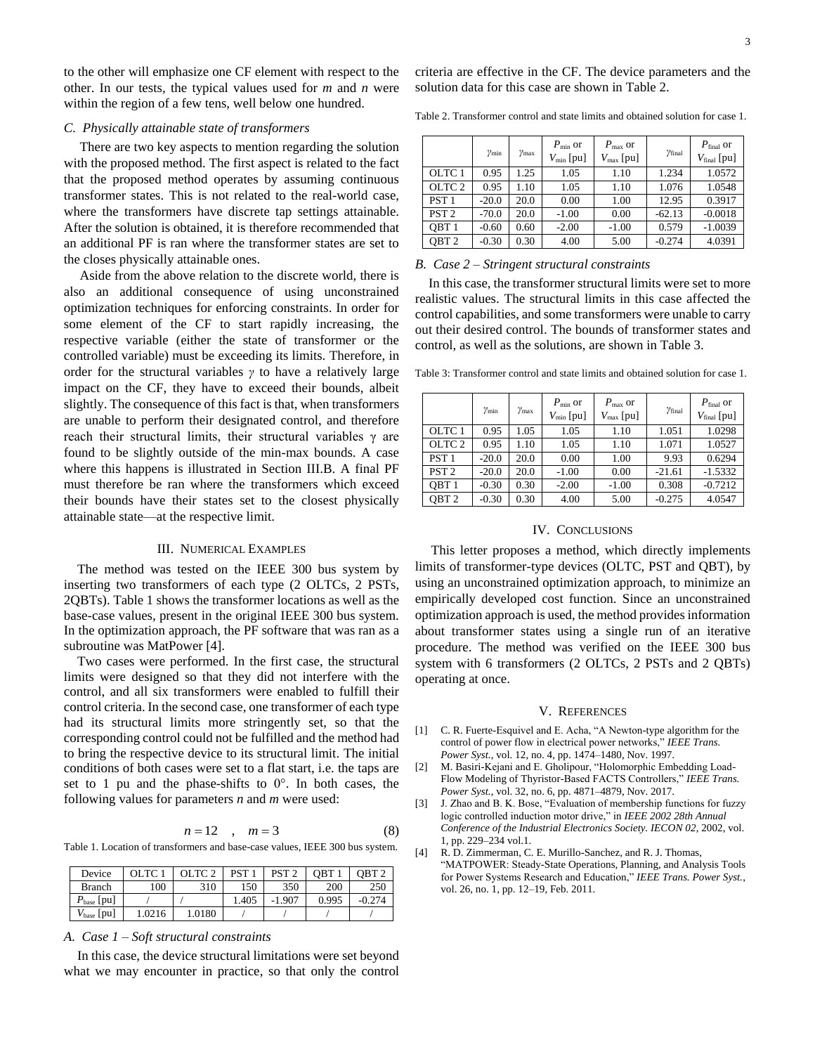to the other will emphasize one CF element with respect to the other. In our tests, the typical values used for $m$ and $n$ were within the region of a few tens, well below one hundred.

### C. Physically attainable state of transformers

There are two key aspects to mention regarding the solution with the proposed method. The first aspect is related to the fact that the proposed method operates by assuming continuous transformer states. This is not related to the real-world case, where the transformers have discrete tap settings attainable. After the solution is obtained, it is therefore recommended that an additional PF is ran where the transformer states are set to the closes physically attainable ones.

Aside from the above relation to the discrete world, there is also an additional consequence of using unconstrained optimization techniques for enforcing constraints. In order for some element of the CF to start rapidly increasing, the respective variable (either the state of transformer or the controlled variable) must be exceeding its limits. Therefore, in order for the structural variables $\gamma$ to have a relatively large impact on the CF, they have to exceed their bounds, albeit slightly. The consequence of this fact is that, when transformers are unable to perform their designated control, and therefore reach their structural limits, their structural variables $\gamma$ are found to be slightly outside of the min-max bounds. A case where this happens is illustrated in Section III.B. A final PF must therefore be ran where the transformers which exceed their bounds have their states set to the closest physically attainable state—at the respective limit.

## III. Numerical Examples

The method was tested on the IEEE 300 bus system by inserting two transformers of each type (2 OLTCs, 2 PSTs, 2QBTs). Table 1 shows the transformer locations as well as the base-case values, present in the original IEEE 300 bus system. In the optimization approach, the PF software that was ran as a subroutine was MatPower [4].

Two cases were performed. In the first case, the structural limits were designed so that they did not interfere with the control, and all six transformers were enabled to fulfill their control criteria. In the second case, one transformer of each type had its structural limits more stringently set, so that the corresponding control could not be fulfilled and the method had to bring the respective device to its structural limit. The initial conditions of both cases were set to a flat start, i.e. the taps are set to 1 pu and the phase-shifts to 0°. In both cases, the following values for parameters $n$ and $m$ were used:

$$n = 12 \quad , \quad m = 3 \tag{8}$$

Table 1. Location of transformers and base-case values, IEEE 300 bus system.

| Device | OLTC 1 | OLTC 2 | PST 1 | PST 2 | QBT 1 | QBT 2 |
|---|---|---|---|---|---|---|
| Branch | 100 | 310 | 150 | 350 | 200 | 250 |
| $P_{\text{base}}$ [pu] | / | / | 1.405 | -1.907 | 0.995 | -0.274 |
| $V_{\text{base}}$ [pu] | 1.0216 | 1.0180 | / | / | / | / |

### A. Case 1 – Soft structural constraints

In this case, the device structural limitations were set beyond what we may encounter in practice, so that only the control criteria are effective in the CF. The device parameters and the solution data for this case are shown in Table 2.

Table 2. Transformer control and state limits and obtained solution for case 1.

| | $\gamma_{\min}$ | $\gamma_{\max}$ | $P_{\min}$ or $V_{\min}$ [pu] | $P_{\max}$ or $V_{\max}$ [pu] | $\gamma_{\text{final}}$ | $P_{\text{final}}$ or $V_{\text{final}}$ [pu] |
|---|---|---|---|---|---|---|
| OLTC 1 | 0.95 | 1.25 | 1.05 | 1.10 | 1.234 | 1.0572 |
| OLTC 2 | 0.95 | 1.10 | 1.05 | 1.10 | 1.076 | 1.0548 |
| PST 1 | -20.0 | 20.0 | 0.00 | 1.00 | 12.95 | 0.3917 |
| PST 2 | -70.0 | 20.0 | -1.00 | 0.00 | -62.13 | -0.0018 |
| QBT 1 | -0.60 | 0.60 | -2.00 | -1.00 | 0.579 | -1.0039 |
| QBT 2 | -0.30 | 0.30 | 4.00 | 5.00 | -0.274 | 4.0391 |

### B. Case 2 – Stringent structural constraints

In this case, the transformer structural limits were set to more realistic values. The structural limits in this case affected the control capabilities, and some transformers were unable to carry out their desired control. The bounds of transformer states and control, as well as the solutions, are shown in Table 3.

Table 3: Transformer control and state limits and obtained solution for case 1.

| | $\gamma_{\min}$ | $\gamma_{\max}$ | $P_{\min}$ or $V_{\min}$ [pu] | $P_{\max}$ or $V_{\max}$ [pu] | $\gamma_{\text{final}}$ | $P_{\text{final}}$ or $V_{\text{final}}$ [pu] |
|---|---|---|---|---|---|---|
| OLTC 1 | 0.95 | 1.05 | 1.05 | 1.10 | 1.051 | 1.0298 |
| OLTC 2 | 0.95 | 1.10 | 1.05 | 1.10 | 1.071 | 1.0527 |
| PST 1 | -20.0 | 20.0 | 0.00 | 1.00 | 9.93 | 0.6294 |
| PST 2 | -20.0 | 20.0 | -1.00 | 0.00 | -21.61 | -1.5332 |
| QBT 1 | -0.30 | 0.30 | -2.00 | -1.00 | 0.308 | -0.7212 |
| QBT 2 | -0.30 | 0.30 | 4.00 | 5.00 | -0.275 | 4.0547 |

## IV. Conclusions

This letter proposes a method, which directly implements limits of transformer-type devices (OLTC, PST and QBT), by using an unconstrained optimization approach, to minimize an empirically developed cost function. Since an unconstrained optimization approach is used, the method provides information about transformer states using a single run of an iterative procedure. The method was verified on the IEEE 300 bus system with 6 transformers (2 OLTCs, 2 PSTs and 2 QBTs) operating at once.

## V. References

[1] C. R. Fuerte-Esquivel and E. Acha, "A Newton-type algorithm for the control of power flow in electrical power networks," *IEEE Trans. Power Syst.*, vol. 12, no. 4, pp. 1474–1480, Nov. 1997.

[2] M. Basiri-Kejani and E. Gholipour, "Holomorphic Embedding Load-Flow Modeling of Thyristor-Based FACTS Controllers," *IEEE Trans. Power Syst.*, vol. 32, no. 6, pp. 4871–4879, Nov. 2017.

[3] J. Zhao and B. K. Bose, "Evaluation of membership functions for fuzzy logic controlled induction motor drive," in *IEEE 2002 28th Annual Conference of the Industrial Electronics Society. IECON 02*, 2002, vol. 1, pp. 229–234 vol.1.

[4] R. D. Zimmerman, C. E. Murillo-Sanchez, and R. J. Thomas, "MATPOWER: Steady-State Operations, Planning, and Analysis Tools for Power Systems Research and Education," *IEEE Trans. Power Syst.*, vol. 26, no. 1, pp. 12–19, Feb. 2011.